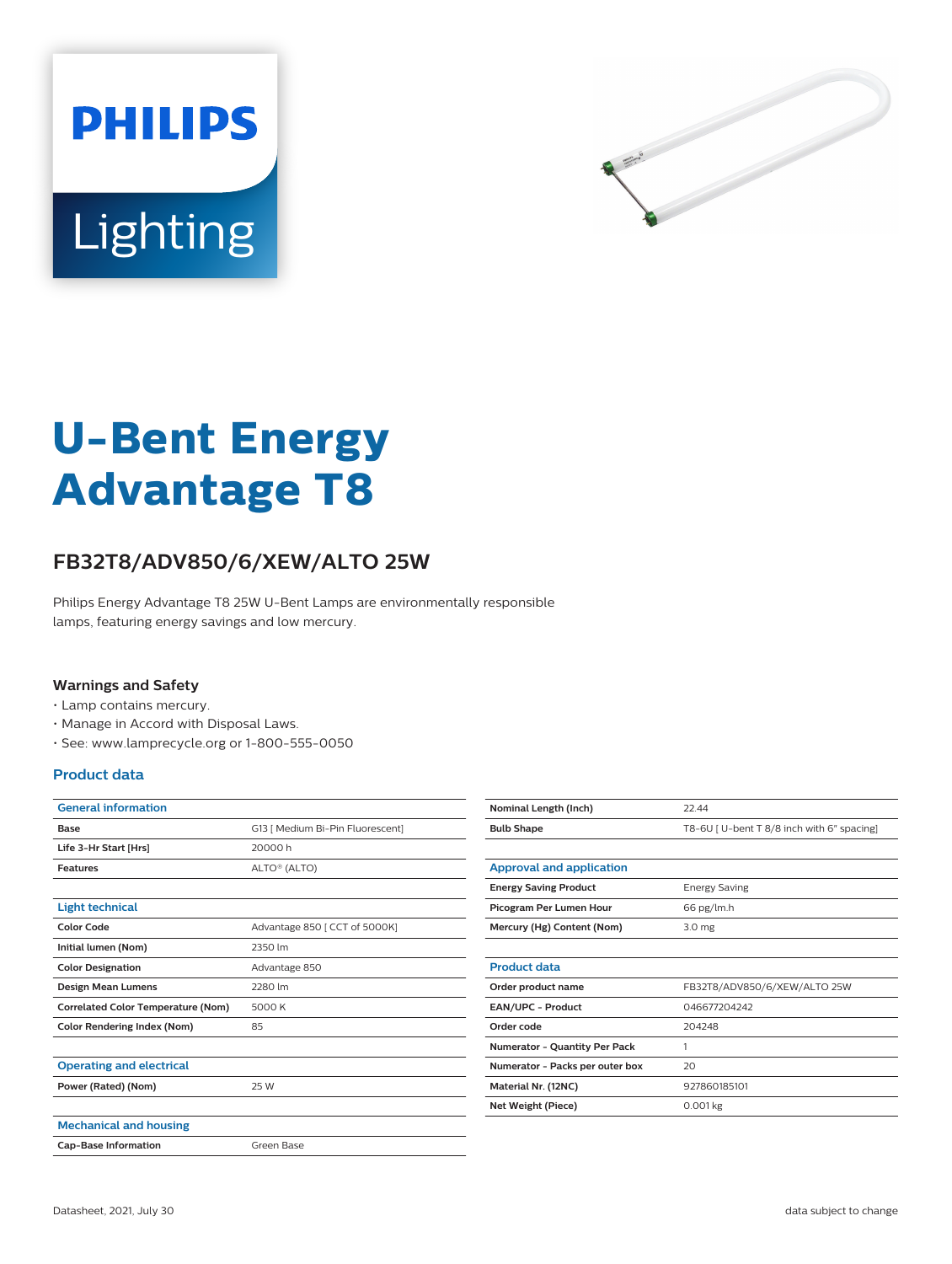PHILIPS

Lighting

# U-Bent Energy Advantage T8

## FB32T8/ADV850/6/XEW/ALTO 25W

Philips Energy Advantage T8 25W U-Bent Lamps are environmentally responsible lamps, featuring energy savings and low mercury.

### Warnings and Safety

- Lamp contains mercury.
- Manage in Accord with Disposal Laws.
- See: www.lamprecycle.org or 1-800-555-0050

### Product data

| General information | |
|---|---|
| Base | G13 [ Medium Bi-Pin Fluorescent] |
| Life 3-Hr Start [Hrs] | 20000 h |
| Features | ALTO® (ALTO) |

| Light technical | |
|---|---|
| Color Code | Advantage 850 [ CCT of 5000K] |
| Initial lumen (Nom) | 2350 lm |
| Color Designation | Advantage 850 |
| Design Mean Lumens | 2280 lm |
| Correlated Color Temperature (Nom) | 5000 K |
| Color Rendering Index (Nom) | 85 |

| Operating and electrical | |
|---|---|
| Power (Rated) (Nom) | 25 W |

| Mechanical and housing | |
|---|---|
| Cap-Base Information | Green Base |
| Nominal Length (Inch) | 22.44 |
| Bulb Shape | T8-6U [ U-bent T 8/8 inch with 6" spacing] |

| Approval and application | |
|---|---|
| Energy Saving Product | Energy Saving |
| Picogram Per Lumen Hour | 66 pg/lm.h |
| Mercury (Hg) Content (Nom) | 3.0 mg |

| Product data | |
|---|---|
| Order product name | FB32T8/ADV850/6/XEW/ALTO 25W |
| EAN/UPC - Product | 046677204242 |
| Order code | 204248 |
| Numerator - Quantity Per Pack | 1 |
| Numerator - Packs per outer box | 20 |
| Material Nr. (12NC) | 927860185101 |
| Net Weight (Piece) | 0.001 kg |

Datasheet, 2021, July 30 — data subject to change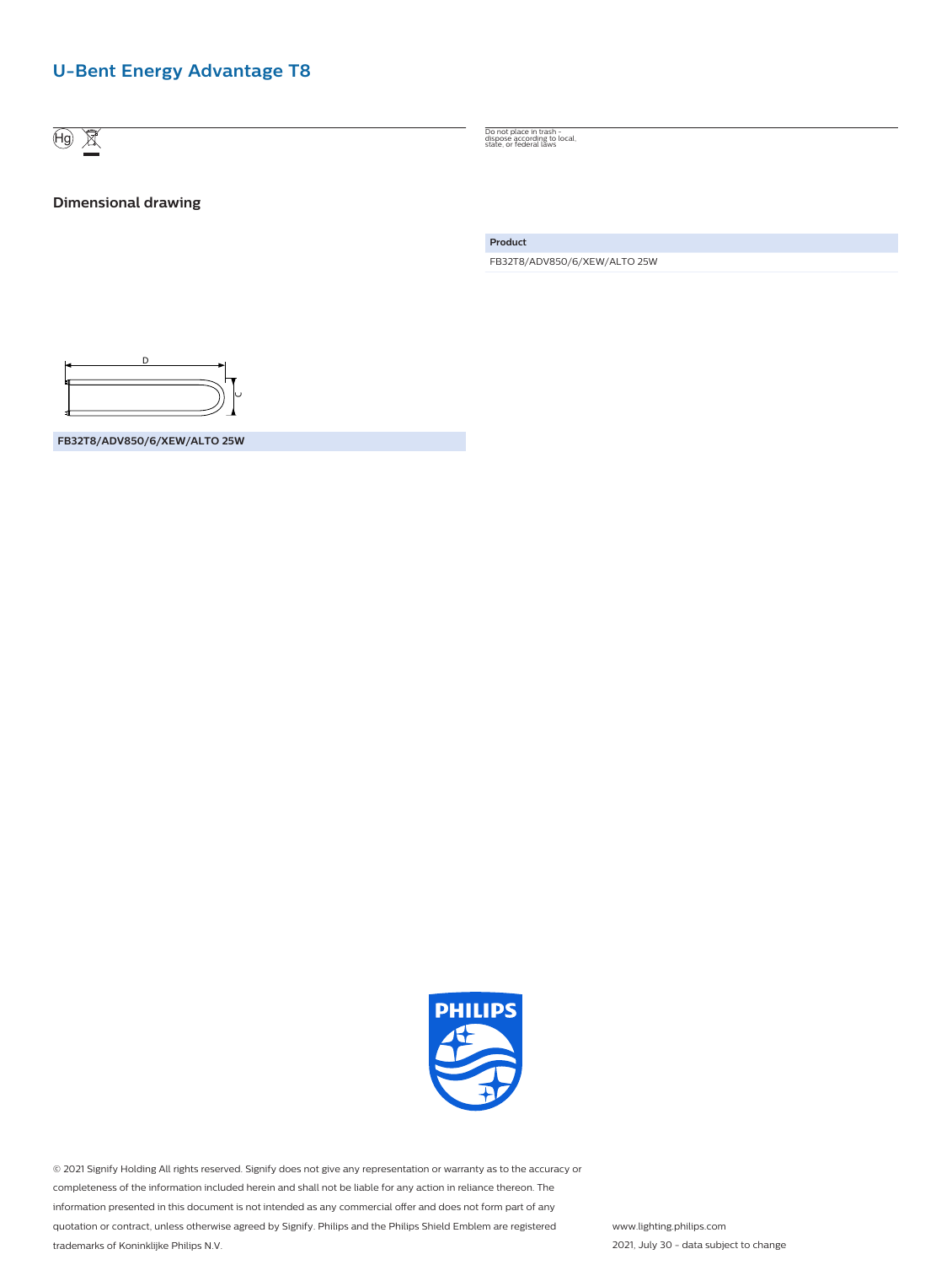## U-Bent Energy Advantage T8

Do not place in trash - dispose according to local, state, or federal laws

### Dimensional drawing

| Product |
| --- |
| FB32T8/ADV850/6/XEW/ALTO 25W |

D

C

**FB32T8/ADV850/6/XEW/ALTO 25W**

© 2021 Signify Holding All rights reserved. Signify does not give any representation or warranty as to the accuracy or completeness of the information included herein and shall not be liable for any action in reliance thereon. The information presented in this document is not intended as any commercial offer and does not form part of any quotation or contract, unless otherwise agreed by Signify. Philips and the Philips Shield Emblem are registered trademarks of Koninklijke Philips N.V.

www.lighting.philips.com

2021, July 30 - data subject to change